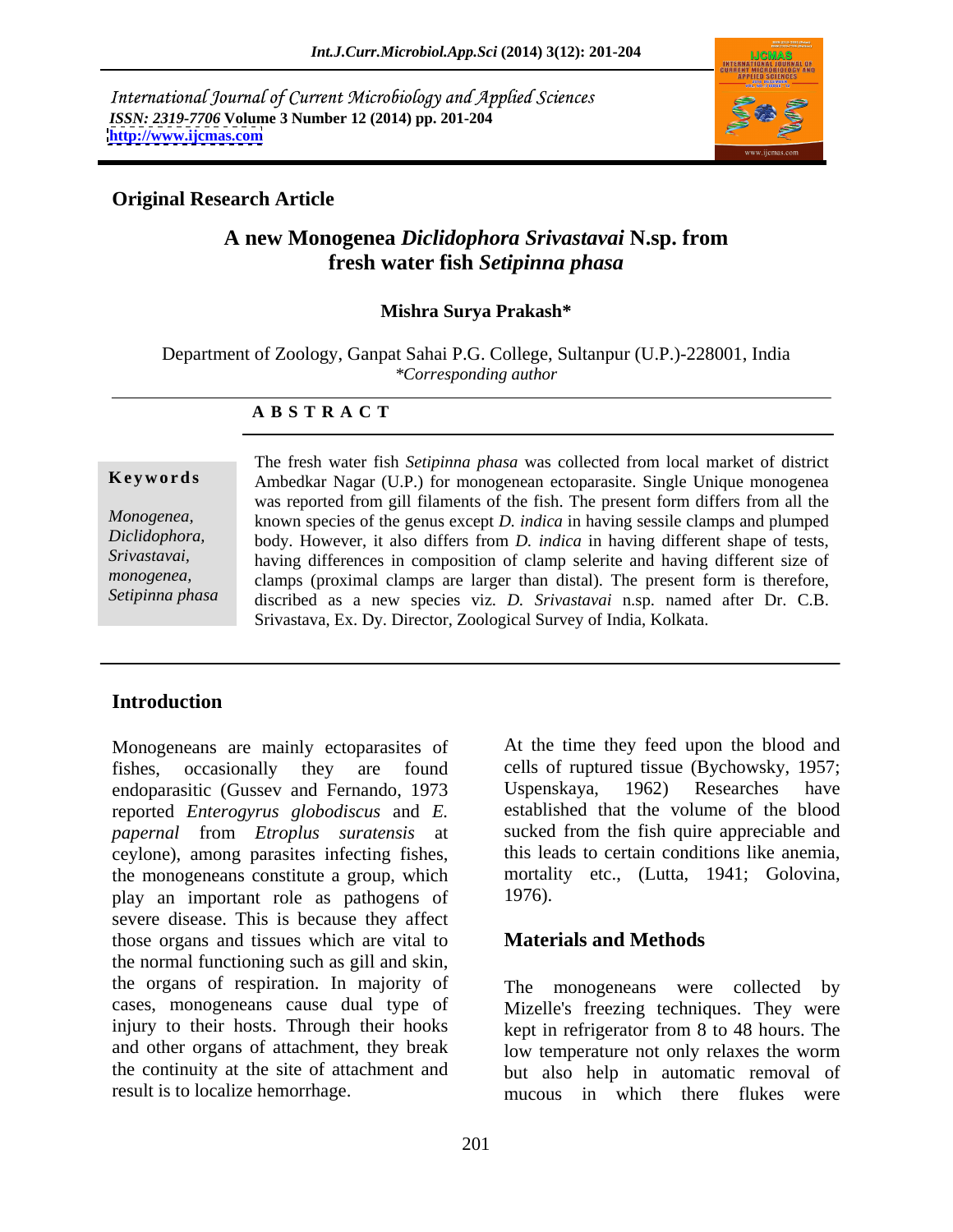International Journal of Current Microbiology and Applied Sciences
*ISSN: 2319-7706* **Volume 3 Number 12 (2014) pp. 201-204**
**http://www.ijcmas.com**

**Original Research Article**

# A new Monogenea *Diclidophora Srivastavai* N.sp. from fresh water fish *Setipinna phasa*

**Mishra Surya Prakash\***

Department of Zoology, Ganpat Sahai P.G. College, Sultanpur (U.P.)-228001, India
*\*Corresponding author*

## ABSTRACT

**Keywords**

*Monogenea, Diclidophora, Srivastavai, monogenea, Setipinna phasa*

The fresh water fish *Setipinna phasa* was collected from local market of district Ambedkar Nagar (U.P.) for monogenean ectoparasite. Single Unique monogenea was reported from gill filaments of the fish. The present form differs from all the known species of the genus except *D. indica* in having sessile clamps and plumped body. However, it also differs from *D. indica* in having different shape of tests, having differences in composition of clamp selerite and having different size of clamps (proximal clamps are larger than distal). The present form is therefore, discribed as a new species viz. *D. Srivastavai* n.sp. named after Dr. C.B. Srivastava, Ex. Dy. Director, Zoological Survey of India, Kolkata.

## Introduction

Monogeneans are mainly ectoparasites of fishes, occasionally they are found endoparasitic (Gussev and Fernando, 1973 reported *Enterogyrus globodiscus* and *E. papernal* from *Etroplus suratensis* at ceylone), among parasites infecting fishes, the monogeneans constitute a group, which play an important role as pathogens of severe disease. This is because they affect those organs and tissues which are vital to the normal functioning such as gill and skin, the organs of respiration. In majority of cases, monogeneans cause dual type of injury to their hosts. Through their hooks and other organs of attachment, they break the continuity at the site of attachment and result is to localize hemorrhage. At the time they feed upon the blood and cells of ruptured tissue (Bychowsky, 1957; Uspenskaya, 1962) Researches have established that the volume of the blood sucked from the fish quire appreciable and this leads to certain conditions like anemia, mortality etc., (Lutta, 1941; Golovina, 1976).

## Materials and Methods

The monogeneans were collected by Mizelle's freezing techniques. They were kept in refrigerator from 8 to 48 hours. The low temperature not only relaxes the worm but also help in automatic removal of mucous in which there flukes were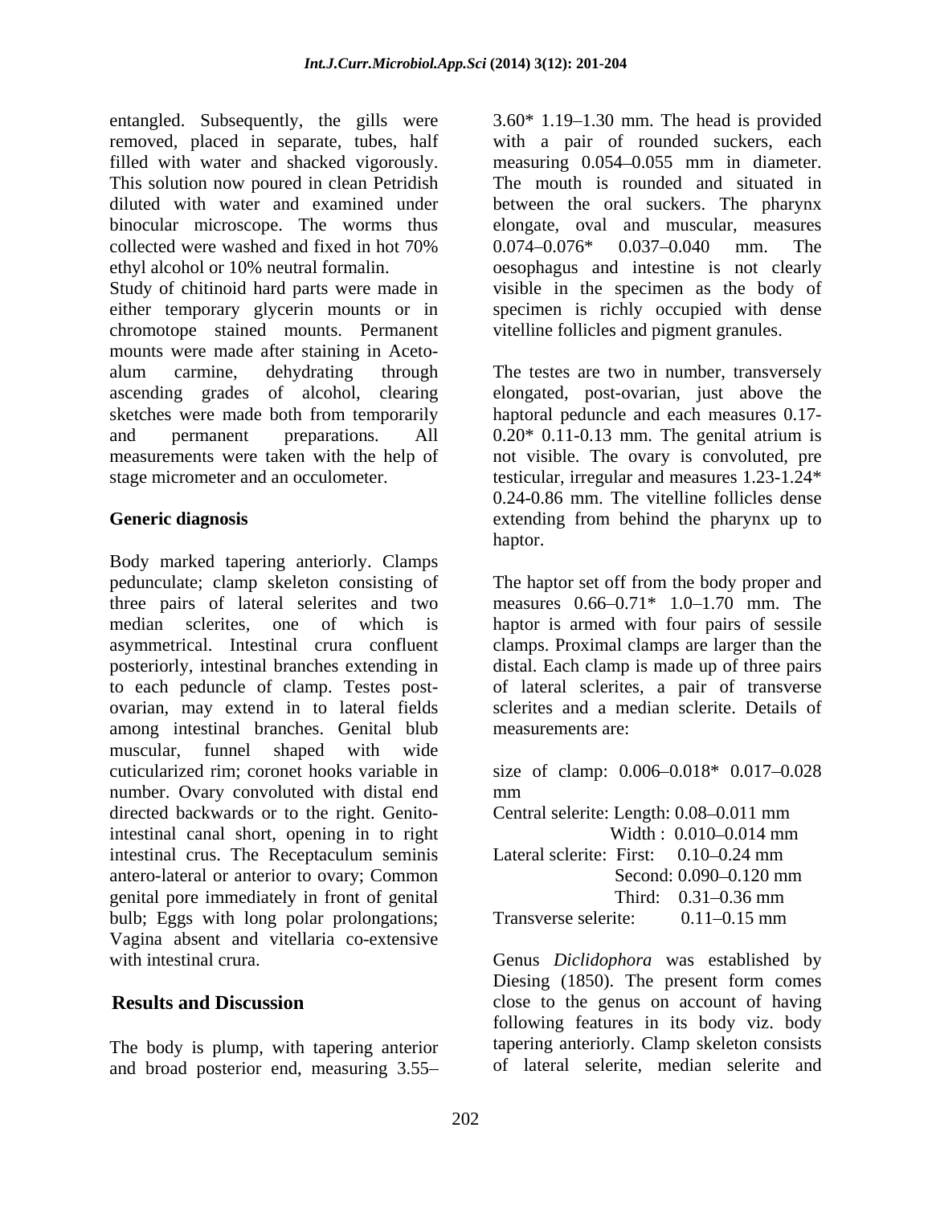entangled. Subsequently, the gills were removed, placed in separate, tubes, half filled with water and shacked vigorously. This solution now poured in clean Petridish diluted with water and examined under binocular microscope. The worms thus collected were washed and fixed in hot 70% ethyl alcohol or 10% neutral formalin.

Study of chitinoid hard parts were made in either temporary glycerin mounts or in chromotope stained mounts. Permanent mounts were made after staining in Aceto-alum carmine, dehydrating through ascending grades of alcohol, clearing sketches were made both from temporarily and permanent preparations. All measurements were taken with the help of stage micrometer and an occulometer.

## Generic diagnosis

Body marked tapering anteriorly. Clamps pedunculate; clamp skeleton consisting of three pairs of lateral selerites and two median sclerites, one of which is asymmetrical. Intestinal crura confluent posteriorly, intestinal branches extending in to each peduncle of clamp. Testes post-ovarian, may extend in to lateral fields among intestinal branches. Genital blub muscular, funnel shaped with wide cuticularized rim; coronet hooks variable in number. Ovary convoluted with distal end directed backwards or to the right. Genito-intestinal canal short, opening in to right intestinal crus. The Receptaculum seminis antero-lateral or anterior to ovary; Common genital pore immediately in front of genital bulb; Eggs with long polar prolongations; Vagina absent and vitellaria co-extensive with intestinal crura.

## Results and Discussion

The body is plump, with tapering anterior and broad posterior end, measuring 3.55–3.60* 1.19–1.30 mm. The head is provided with a pair of rounded suckers, each measuring 0.054–0.055 mm in diameter. The mouth is rounded and situated in between the oral suckers. The pharynx elongate, oval and muscular, measures 0.074–0.076* 0.037–0.040 mm. The oesophagus and intestine is not clearly visible in the specimen as the body of specimen is richly occupied with dense vitelline follicles and pigment granules.

The testes are two in number, transversely elongated, post-ovarian, just above the haptoral peduncle and each measures 0.17-0.20* 0.11-0.13 mm. The genital atrium is not visible. The ovary is convoluted, pre testicular, irregular and measures 1.23-1.24* 0.24-0.86 mm. The vitelline follicles dense extending from behind the pharynx up to haptor.

The haptor set off from the body proper and measures 0.66–0.71* 1.0–1.70 mm. The haptor is armed with four pairs of sessile clamps. Proximal clamps are larger than the distal. Each clamp is made up of three pairs of lateral sclerites, a pair of transverse sclerites and a median sclerite. Details of measurements are:

size of clamp: 0.006–0.018* 0.017–0.028 mm

Central selerite: Length: 0.08–0.011 mm
Width : 0.010–0.014 mm

Lateral selerite: First: 0.10–0.24 mm
Second: 0.090–0.120 mm
Third: 0.31–0.36 mm

Transverse selerite: 0.11–0.15 mm

Genus *Diclidophora* was established by Diesing (1850). The present form comes close to the genus on account of having following features in its body viz. body tapering anteriorly. Clamp skeleton consists of lateral selerite, median selerite and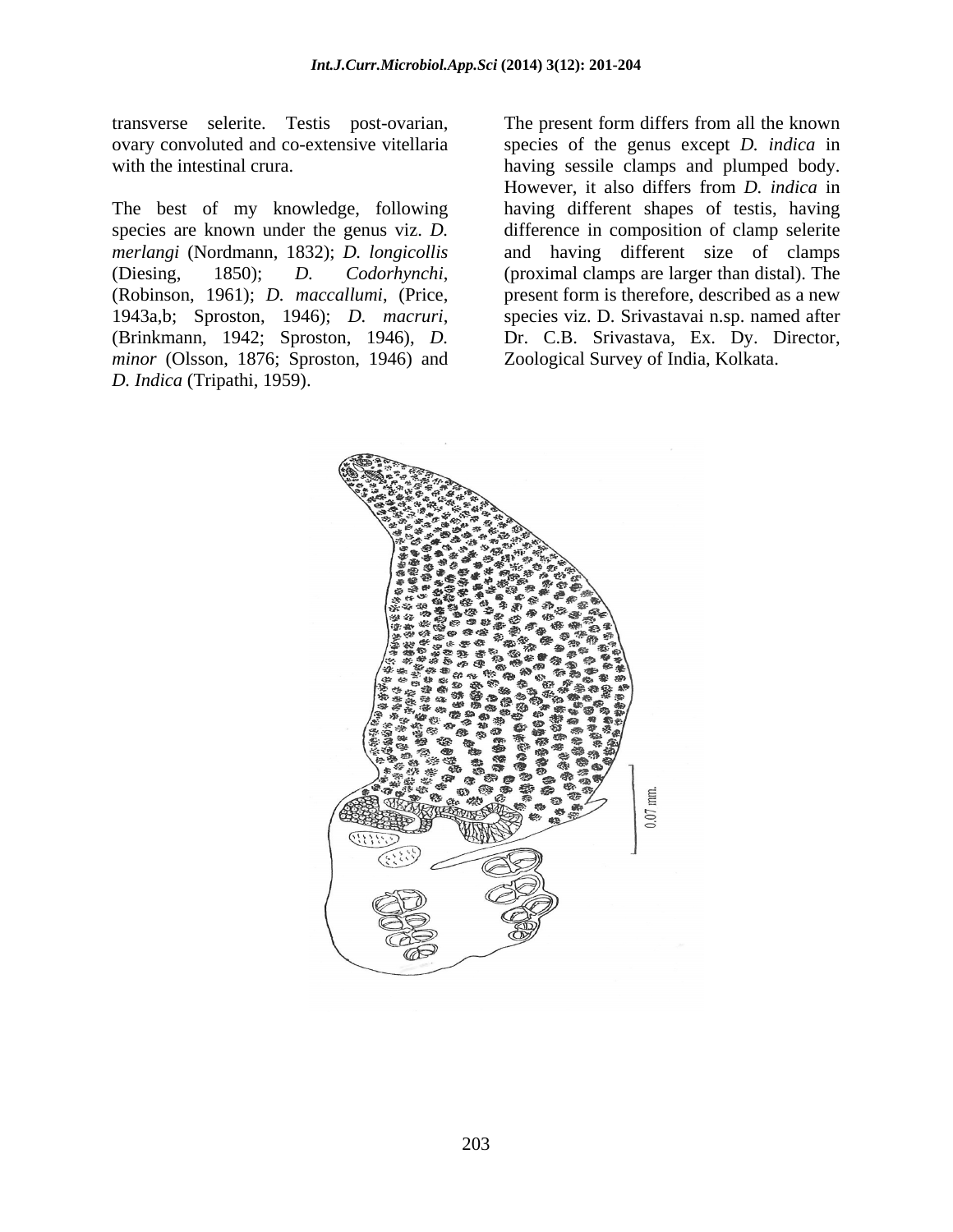transverse selerite. Testis post-ovarian, ovary convoluted and co-extensive vitellaria with the intestinal crura.

The best of my knowledge, following species are known under the genus viz. *D. merlangi* (Nordmann, 1832); *D. longicollis* (Diesing, 1850); *D. Codorhynchi*, (Robinson, 1961); *D. maccallumi*, (Price, 1943a,b; Sproston, 1946); *D. macruri*, (Brinkmann, 1942; Sproston, 1946), *D. minor* (Olsson, 1876; Sproston, 1946) and *D. Indica* (Tripathi, 1959).

The present form differs from all the known species of the genus except *D. indica* in having sessile clamps and plumped body. However, it also differs from *D. indica* in having different shapes of testis, having difference in composition of clamp selerite and having different size of clamps (proximal clamps are larger than distal). The present form is therefore, described as a new species viz. D. Srivastavai n.sp. named after Dr. C.B. Srivastava, Ex. Dy. Director, Zoological Survey of India, Kolkata.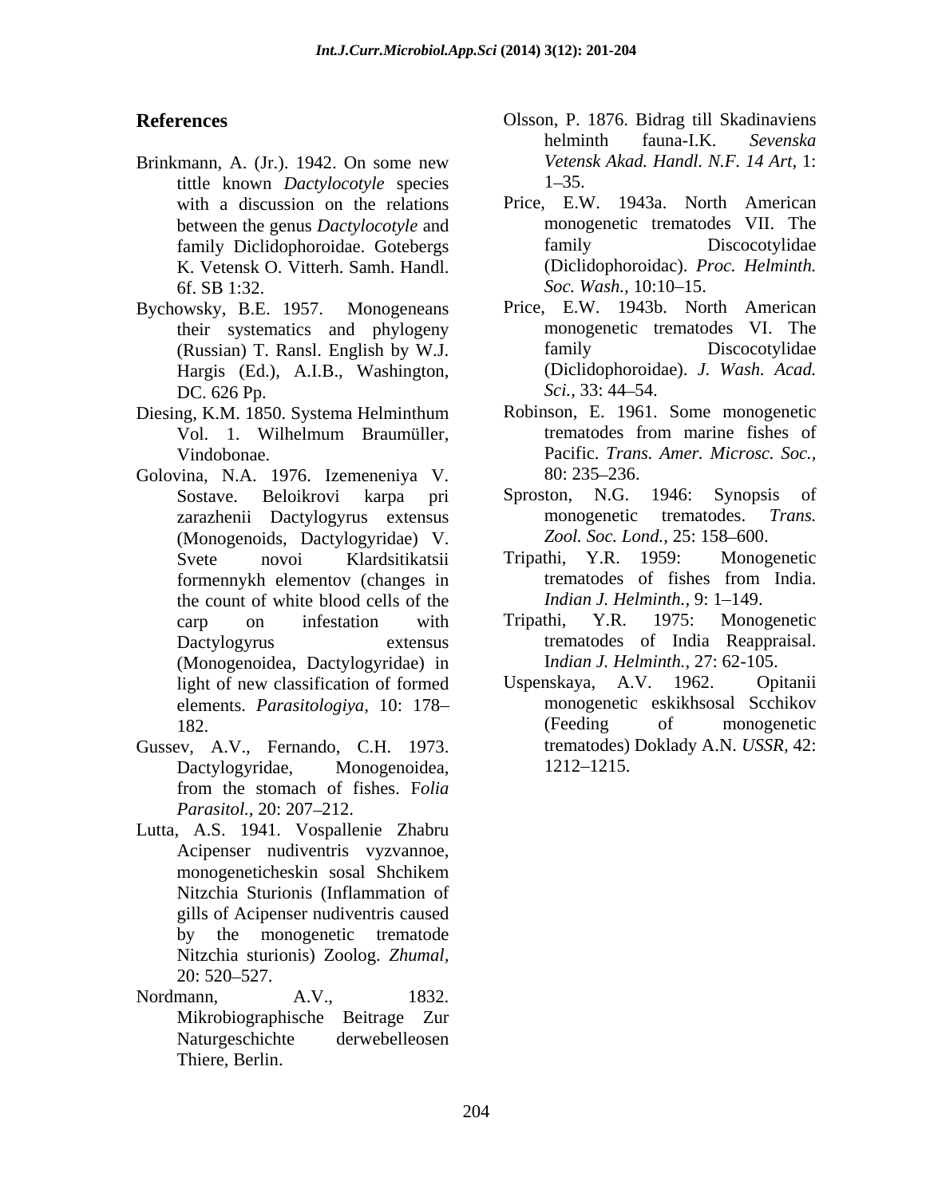## References

Brinkmann, A. (Jr.). 1942. On some new tittle known *Dactylocotyle* species with a discussion on the relations between the genus *Dactylocotyle* and family Diclidophoroidae. Gotebergs K. Vetensk O. Vitterh. Samh. Handl. 6f. SB 1:32.

Bychowsky, B.E. 1957. Monogeneans their systematics and phylogeny (Russian) T. Ransl. English by W.J. Hargis (Ed.), A.I.B., Washington, DC. 626 Pp.

Diesing, K.M. 1850. Systema Helminthum Vol. 1. Wilhelmum Braumüller, Vindobonae.

Golovina, N.A. 1976. Izemeneniya V. Sostave. Beloikrovi karpa pri zarazhenii Dactylogyrus extensus (Monogenoids, Dactylogyridae) V. Svete novoi Klardsitikatsii formennykh elementov (changes in the count of white blood cells of the carp on infestation with Dactylogyrus extensus (Monogenoidea, Dactylogyridae) in light of new classification of formed elements. *Parasitologiya,* 10: 178–182.

Gussev, A.V., Fernando, C.H. 1973. Dactylogyridae, Monogenoidea, from the stomach of fishes. F*olia Parasitol.*, 20: 207–212.

Lutta, A.S. 1941. Vospallenie Zhabru Acipenser nudiventris vyzvannoe, monogeneticheskin sosal Shchikem Nitzchia Sturionis (Inflammation of gills of Acipenser nudiventris caused by the monogenetic trematode Nitzchia sturionis) Zoolog. *Zhumal,* 20: 520–527.

Nordmann, A.V., 1832. Mikrobiographische Beitrage Zur Naturgeschichte derwebelleosen Thiere, Berlin.

Olsson, P. 1876. Bidrag till Skadinaviens helminth fauna-I.K. *Sevenska Vetensk Akad. Handl. N.F. 14 Art,* 1: 1–35.

Price, E.W. 1943a. North American monogenetic trematodes VII. The family Discocotylidae (Diclidophoroidac). *Proc. Helminth. Soc. Wash.*, 10:10–15.

Price, E.W. 1943b. North American monogenetic trematodes VI. The family Discocotylidae (Diclidophoroidae). *J. Wash. Acad. Sci.,* 33: 44–54.

Robinson, E. 1961. Some monogenetic trematodes from marine fishes of Pacific. *Trans. Amer. Microsc. Soc.,* 80: 235–236.

Sproston, N.G. 1946: Synopsis of monogenetic trematodes. *Trans. Zool. Soc. Lond.*, 25: 158–600.

Tripathi, Y.R. 1959: Monogenetic trematodes of fishes from India. *Indian J. Helminth.,* 9: 1–149.

Tripathi, Y.R. 1975: Monogenetic trematodes of India Reappraisal. I*ndian J. Helminth.*, 27: 62-105.

Uspenskaya, A.V. 1962. Opitanii monogenetic eskikhsosal Scchikov (Feeding of monogenetic trematodes) Doklady A.N. *USSR*, 42: 1212–1215.